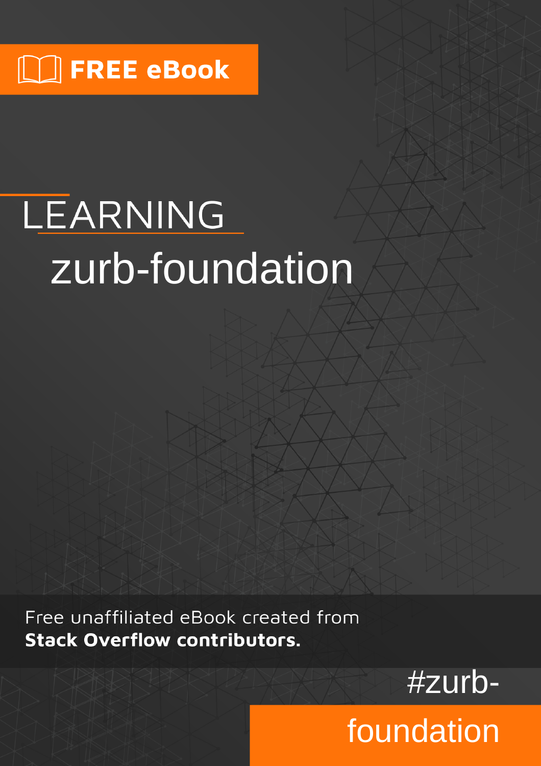FREE eBook

# LEARNING zurb-foundation

Free unaffiliated eBook created from **Stack Overflow contributors.**

#zurb-foundation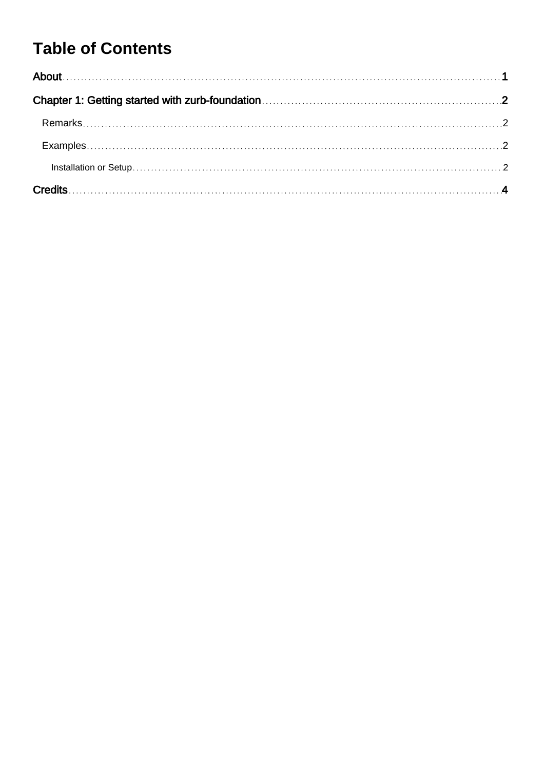# Table of Contents

About ........ 1

Chapter 1: Getting started with zurb-foundation ........ 2

- Remarks ........ 2
- Examples ........ 2
  - Installation or Setup ........ 2

Credits ........ 4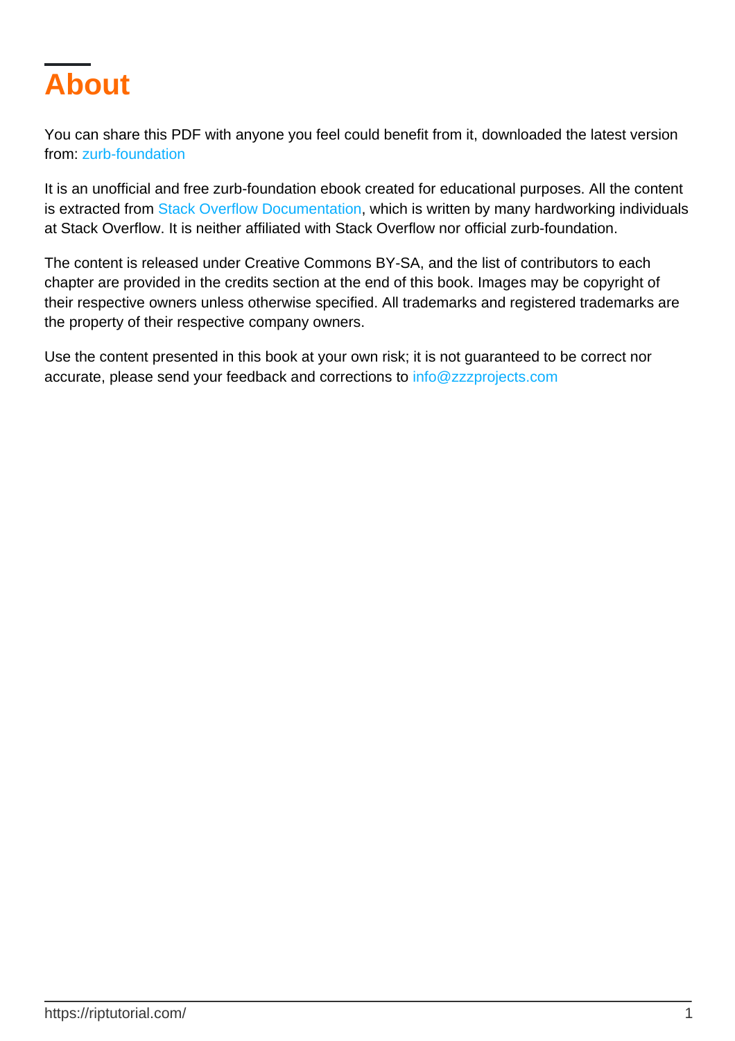# About

You can share this PDF with anyone you feel could benefit from it, downloaded the latest version from: zurb-foundation

It is an unofficial and free zurb-foundation ebook created for educational purposes. All the content is extracted from Stack Overflow Documentation, which is written by many hardworking individuals at Stack Overflow. It is neither affiliated with Stack Overflow nor official zurb-foundation.

The content is released under Creative Commons BY-SA, and the list of contributors to each chapter are provided in the credits section at the end of this book. Images may be copyright of their respective owners unless otherwise specified. All trademarks and registered trademarks are the property of their respective company owners.

Use the content presented in this book at your own risk; it is not guaranteed to be correct nor accurate, please send your feedback and corrections to info@zzzprojects.com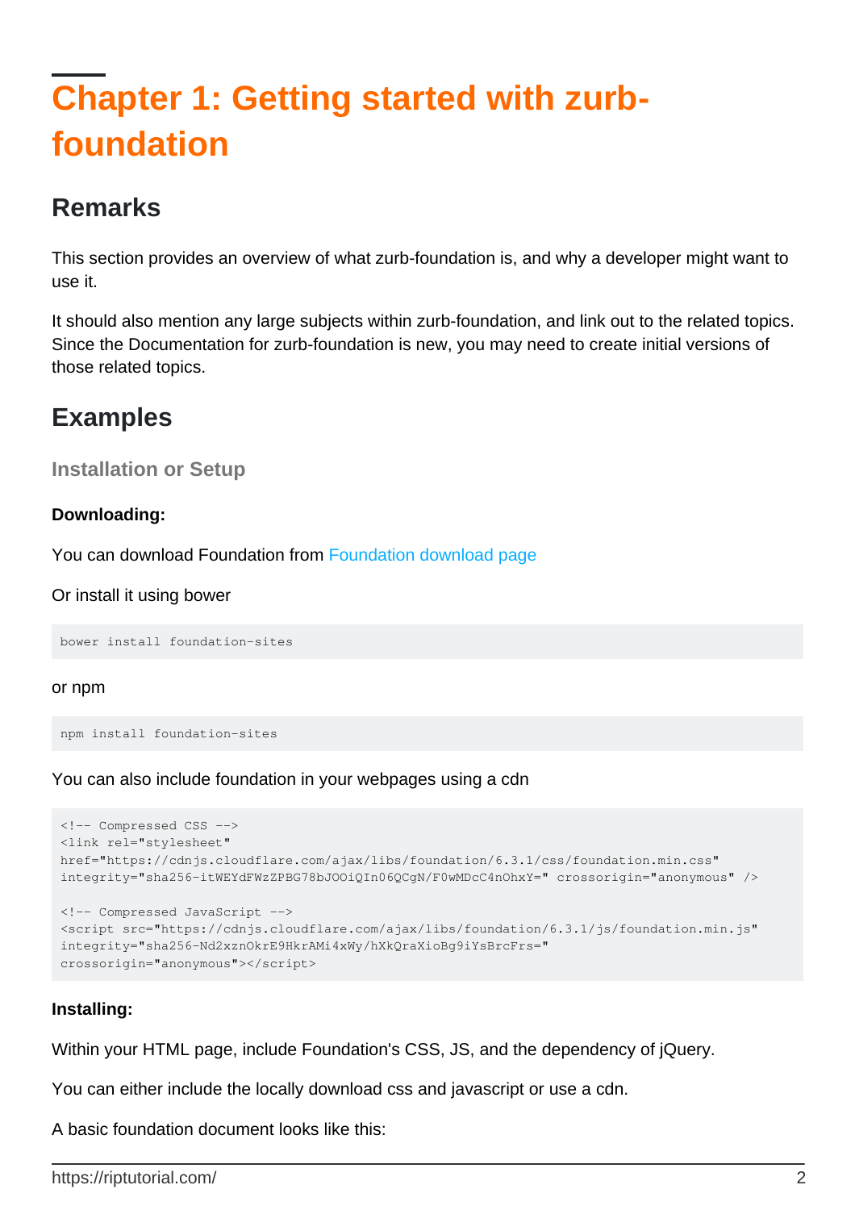# Chapter 1: Getting started with zurb-foundation

## Remarks

This section provides an overview of what zurb-foundation is, and why a developer might want to use it.

It should also mention any large subjects within zurb-foundation, and link out to the related topics. Since the Documentation for zurb-foundation is new, you may need to create initial versions of those related topics.

## Examples

### Installation or Setup

**Downloading:**

You can download Foundation from Foundation download page

Or install it using bower

```
bower install foundation-sites
```

or npm

```
npm install foundation-sites
```

You can also include foundation in your webpages using a cdn

```
<!-- Compressed CSS -->
<link rel="stylesheet"
href="https://cdnjs.cloudflare.com/ajax/libs/foundation/6.3.1/css/foundation.min.css"
integrity="sha256-itWEYdFWzZPBG78bJOOiQIn06QCgN/F0wMDcC4nOhxY=" crossorigin="anonymous" />

<!-- Compressed JavaScript -->
<script src="https://cdnjs.cloudflare.com/ajax/libs/foundation/6.3.1/js/foundation.min.js"
integrity="sha256-Nd2xznOkrE9HkrAMi4xWy/hXkQraXioBg9iYsBrcFrs="
crossorigin="anonymous"></script>
```

**Installing:**

Within your HTML page, include Foundation's CSS, JS, and the dependency of jQuery.

You can either include the locally download css and javascript or use a cdn.

A basic foundation document looks like this: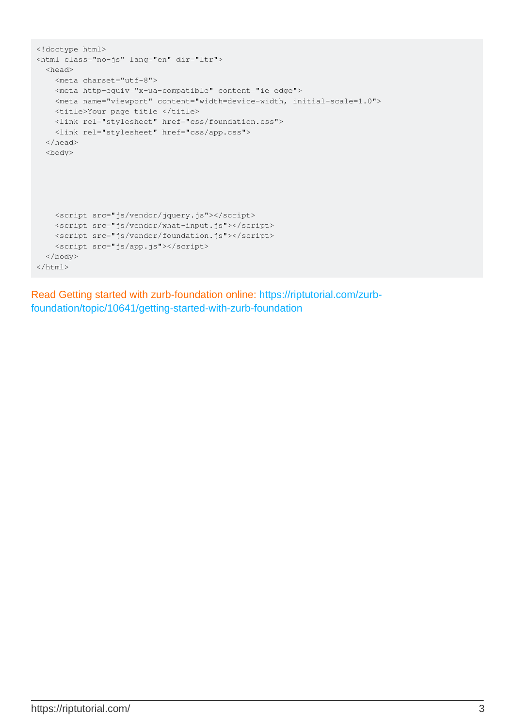```
<!doctype html>
<html class="no-js" lang="en" dir="ltr">
  <head>
    <meta charset="utf-8">
    <meta http-equiv="x-ua-compatible" content="ie=edge">
    <meta name="viewport" content="width=device-width, initial-scale=1.0">
    <title>Your page title </title>
    <link rel="stylesheet" href="css/foundation.css">
    <link rel="stylesheet" href="css/app.css">
  </head>
  <body>





    <script src="js/vendor/jquery.js"></script>
    <script src="js/vendor/what-input.js"></script>
    <script src="js/vendor/foundation.js"></script>
    <script src="js/app.js"></script>
  </body>
</html>
```

Read Getting started with zurb-foundation online: https://riptutorial.com/zurb-foundation/topic/10641/getting-started-with-zurb-foundation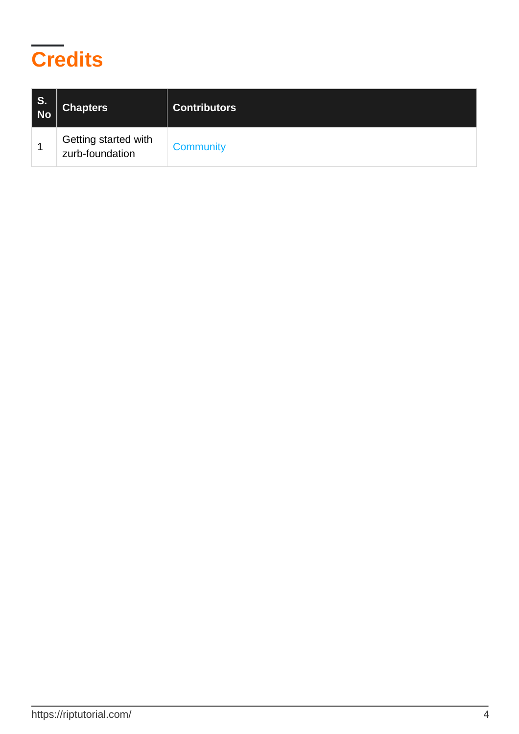# Credits

| S. No | Chapters | Contributors |
| --- | --- | --- |
| 1 | Getting started with zurb-foundation | Community |